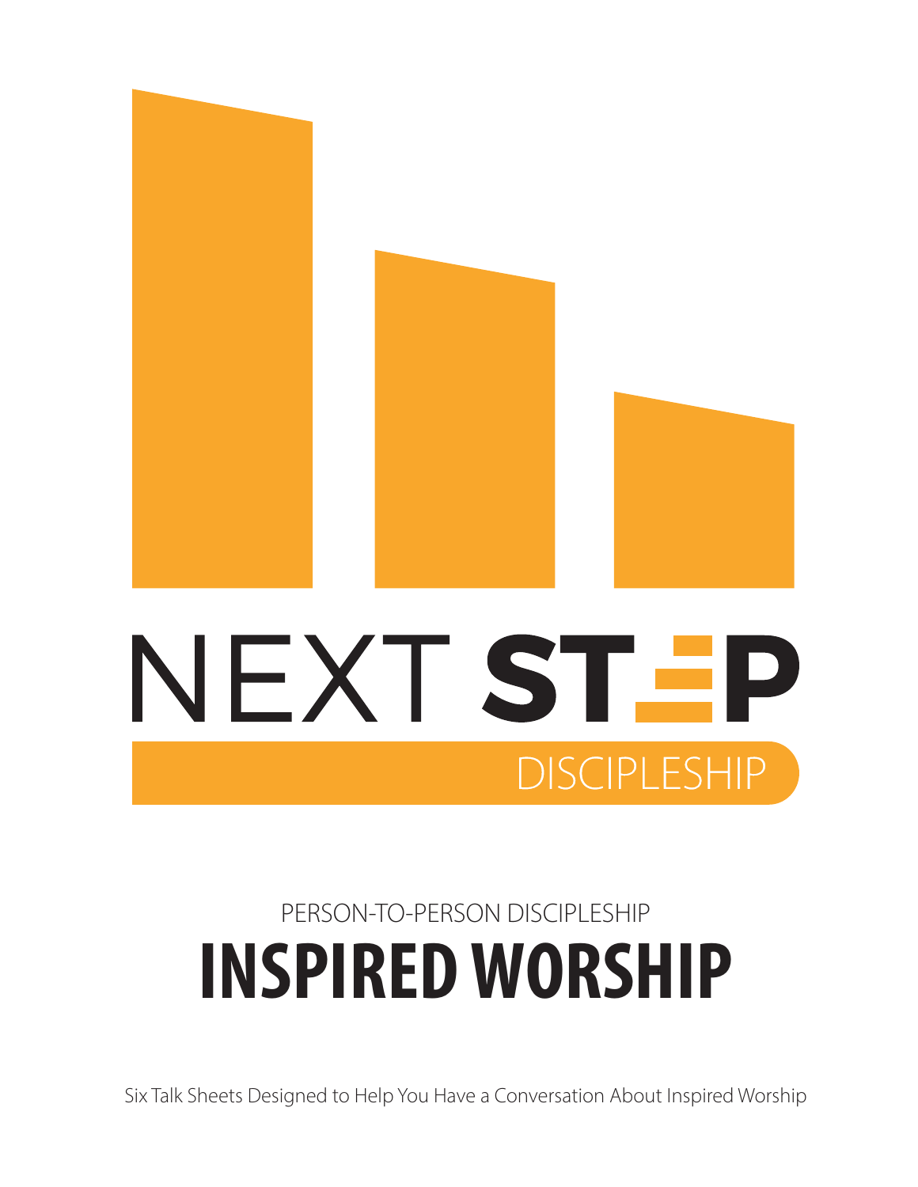NEXT STEP

DISCIPLESHIP

PERSON-TO-PERSON DISCIPLESHIP

# INSPIRED WORSHIP

Six Talk Sheets Designed to Help You Have a Conversation About Inspired Worship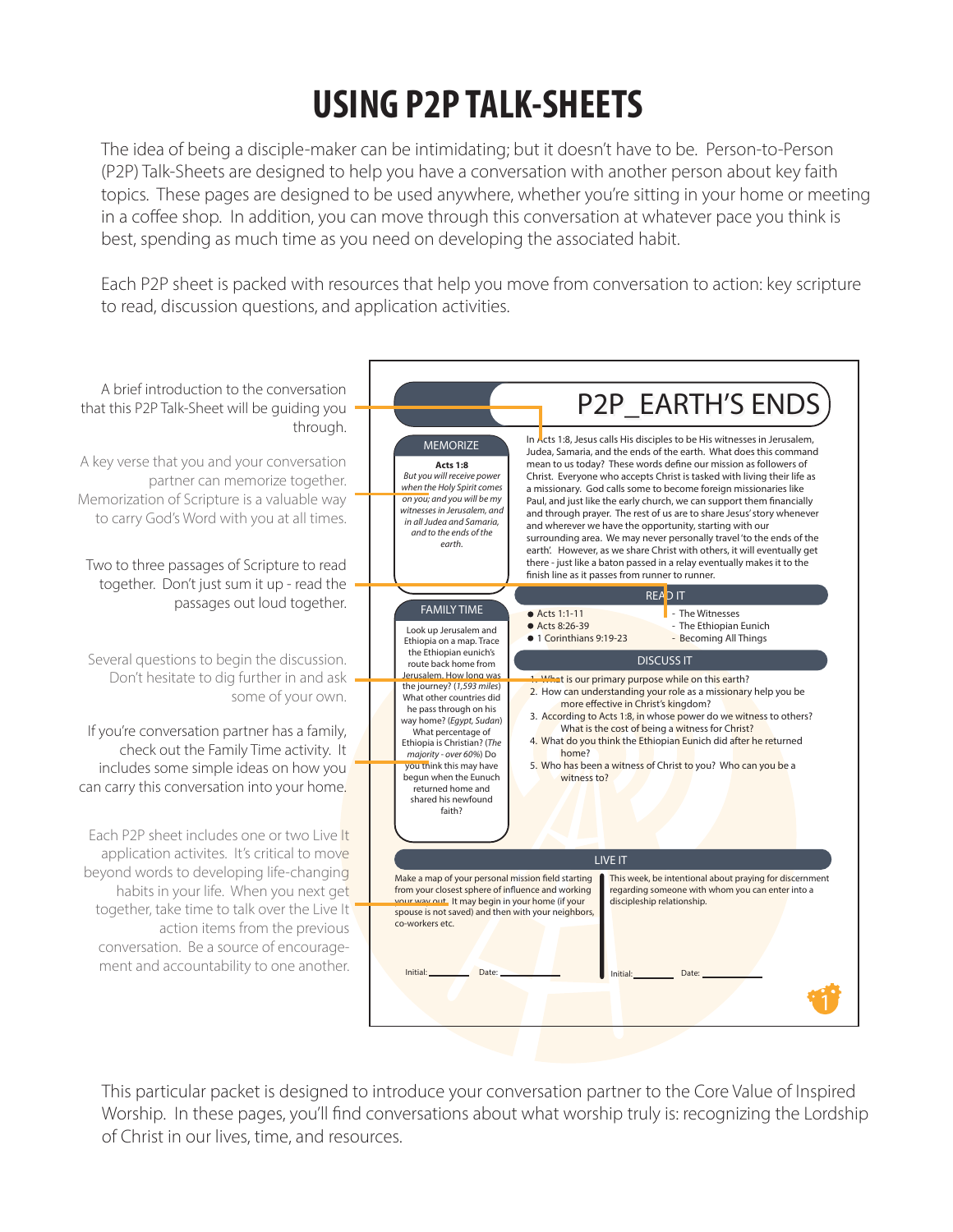# USING P2P TALK-SHEETS

The idea of being a disciple-maker can be intimidating; but it doesn't have to be. Person-to-Person (P2P) Talk-Sheets are designed to help you have a conversation with another person about key faith topics. These pages are designed to be used anywhere, whether you're sitting in your home or meeting in a coffee shop. In addition, you can move through this conversation at whatever pace you think is best, spending as much time as you need on developing the associated habit.

Each P2P sheet is packed with resources that help you move from conversation to action: key scripture to read, discussion questions, and application activities.

A brief introduction to the conversation that this P2P Talk-Sheet will be guiding you through.

A key verse that you and your conversation partner can memorize together. Memorization of Scripture is a valuable way to carry God's Word with you at all times.

Two to three passages of Scripture to read together. Don't just sum it up - read the passages out loud together.

Several questions to begin the discussion. Don't hesitate to dig further in and ask some of your own.

If you're conversation partner has a family, check out the Family Time activity. It includes some simple ideas on how you can carry this conversation into your home.

Each P2P sheet includes one or two Live It application activites. It's critical to move beyond words to developing life-changing habits in your life. When you next get together, take time to talk over the Live It action items from the previous conversation. Be a source of encouragement and accountability to one another.

## P2P_EARTH'S ENDS

In Acts 1:8, Jesus calls His disciples to be His witnesses in Jerusalem, Judea, Samaria, and the ends of the earth. What does this command mean to us today? These words define our mission as followers of Christ. Everyone who accepts Christ is tasked with living their life as a missionary. God calls some to become foreign missionaries like Paul, and just like the early church, we can support them financially and through prayer. The rest of us are to share Jesus' story whenever and wherever we have the opportunity, starting with our surrounding area. We may never personally travel 'to the ends of the earth'. However, as we share Christ with others, it will eventually get there - just like a baton passed in a relay eventually makes it to the finish line as it passes from runner to runner.

### MEMORIZE

**Acts 1:8**
*But you will receive power when the Holy Spirit comes on you; and you will be my witnesses in Jerusalem, and in all Judea and Samaria, and to the ends of the earth.*

### READ IT

- Acts 1:1-11 - The Witnesses
- Acts 8:26-39 - The Ethiopian Eunich
- 1 Corinthians 9:19-23 - Becoming All Things

### DISCUSS IT

1. What is our primary purpose while on this earth?
2. How can understanding your role as a missionary help you be more effective in Christ's kingdom?
3. According to Acts 1:8, in whose power do we witness to others? What is the cost of being a witness for Christ?
4. What do you think the Ethiopian Eunich did after he returned home?
5. Who has been a witness of Christ to you? Who can you be a witness to?

### FAMILY TIME

Look up Jerusalem and Ethiopia on a map. Trace the Ethiopian eunich's route back home from Jerusalem. How long was the journey? (*1,593 miles*) What other countries did he pass through on his way home? (*Egypt, Sudan*) What percentage of Ethiopia is Christian? (*The majority - over 60%*) Do you think this may have begun when the Eunuch returned home and shared his newfound faith?

### LIVE IT

Make a map of your personal mission field starting from your closest sphere of influence and working your way out. It may begin in your home (if your spouse is not saved) and then with your neighbors, co-workers etc.

Initial: ________ Date: ____________

This week, be intentional about praying for discernment regarding someone with whom you can enter into a discipleship relationship.

Initial: ________ Date: ____________

This particular packet is designed to introduce your conversation partner to the Core Value of Inspired Worship. In these pages, you'll find conversations about what worship truly is: recognizing the Lordship of Christ in our lives, time, and resources.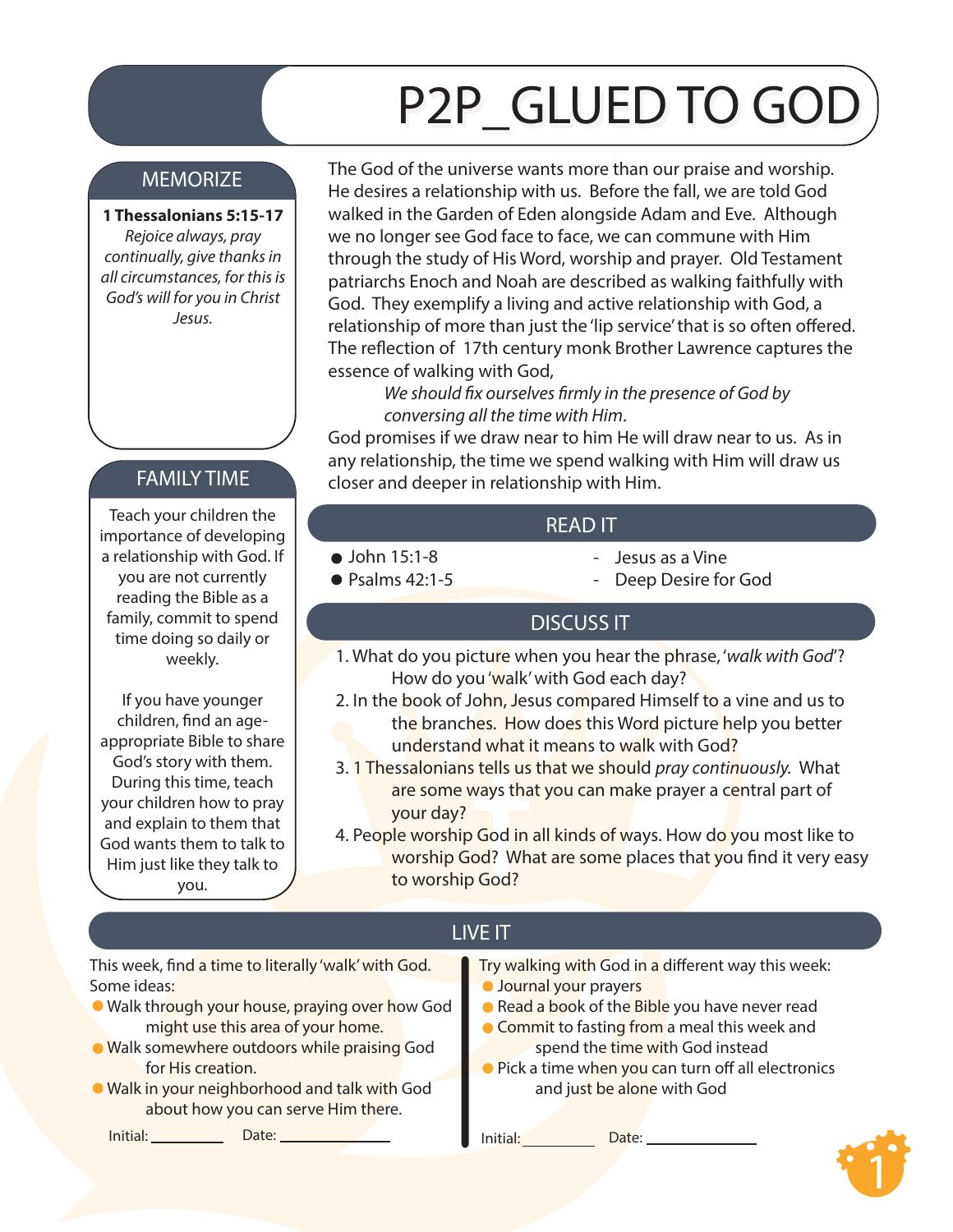# P2P_GLUED TO GOD

## MEMORIZE

**1 Thessalonians 5:15-17**
*Rejoice always, pray continually, give thanks in all circumstances, for this is God's will for you in Christ Jesus.*

## FAMILY TIME

Teach your children the importance of developing a relationship with God. If you are not currently reading the Bible as a family, commit to spend time doing so daily or weekly.

If you have younger children, find an age-appropriate Bible to share God's story with them. During this time, teach your children how to pray and explain to them that God wants them to talk to Him just like they talk to you.

The God of the universe wants more than our praise and worship. He desires a relationship with us. Before the fall, we are told God walked in the Garden of Eden alongside Adam and Eve. Although we no longer see God face to face, we can commune with Him through the study of His Word, worship and prayer. Old Testament patriarchs Enoch and Noah are described as walking faithfully with God. They exemplify a living and active relationship with God, a relationship of more than just the 'lip service' that is so often offered. The reflection of 17th century monk Brother Lawrence captures the essence of walking with God,

> *We should fix ourselves firmly in the presence of God by conversing all the time with Him.*

God promises if we draw near to him He will draw near to us. As in any relationship, the time we spend walking with Him will draw us closer and deeper in relationship with Him.

## READ IT

- John 15:1-8 - Jesus as a Vine
- Psalms 42:1-5 - Deep Desire for God

## DISCUSS IT

1. What do you picture when you hear the phrase, '*walk with God*'? How do you 'walk' with God each day?
2. In the book of John, Jesus compared Himself to a vine and us to the branches. How does this Word picture help you better understand what it means to walk with God?
3. 1 Thessalonians tells us that we should *pray continuously*. What are some ways that you can make prayer a central part of your day?
4. People worship God in all kinds of ways. How do you most like to worship God? What are some places that you find it very easy to worship God?

## LIVE IT

This week, find a time to literally 'walk' with God. Some ideas:

- Walk through your house, praying over how God might use this area of your home.
- Walk somewhere outdoors while praising God for His creation.
- Walk in your neighborhood and talk with God about how you can serve Him there.

Initial: __________ Date: ______________

Try walking with God in a different way this week:

- Journal your prayers
- Read a book of the Bible you have never read
- Commit to fasting from a meal this week and spend the time with God instead
- Pick a time when you can turn off all electronics and just be alone with God

Initial: __________ Date: ______________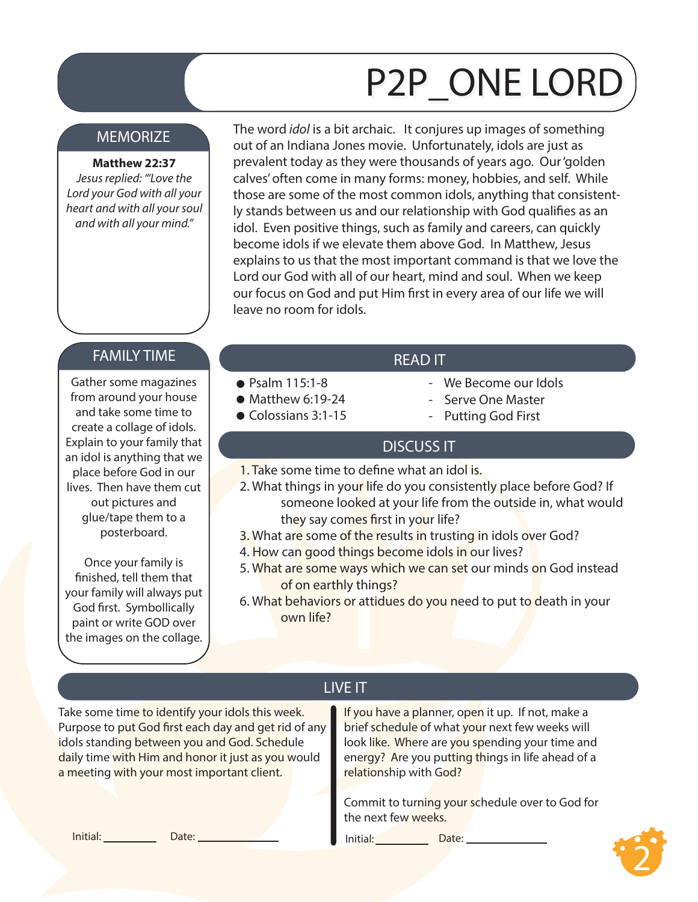# P2P_ONE LORD

## MEMORIZE

**Matthew 22:37**

*Jesus replied: "'Love the Lord your God with all your heart and with all your soul and with all your mind."*

The word *idol* is a bit archaic. It conjures up images of something out of an Indiana Jones movie. Unfortunately, idols are just as prevalent today as they were thousands of years ago. Our 'golden calves' often come in many forms: money, hobbies, and self. While those are some of the most common idols, anything that consistently stands between us and our relationship with God qualifies as an idol. Even positive things, such as family and careers, can quickly become idols if we elevate them above God. In Matthew, Jesus explains to us that the most important command is that we love the Lord our God with all of our heart, mind and soul. When we keep our focus on God and put Him first in every area of our life we will leave no room for idols.

## FAMILY TIME

Gather some magazines from around your house and take some time to create a collage of idols. Explain to your family that an idol is anything that we place before God in our lives. Then have them cut out pictures and glue/tape them to a posterboard.

Once your family is finished, tell them that your family will always put God first. Symbollically paint or write GOD over the images on the collage.

## READ IT

- Psalm 115:1-8 - We Become our Idols
- Matthew 6:19-24 - Serve One Master
- Colossians 3:1-15 - Putting God First

## DISCUSS IT

1. Take some time to define what an idol is.
2. What things in your life do you consistently place before God? If someone looked at your life from the outside in, what would they say comes first in your life?
3. What are some of the results in trusting in idols over God?
4. How can good things become idols in our lives?
5. What are some ways which we can set our minds on God instead of on earthly things?
6. What behaviors or attidues do you need to put to death in your own life?

## LIVE IT

Take some time to identify your idols this week. Purpose to put God first each day and get rid of any idols standing between you and God. Schedule daily time with Him and honor it just as you would a meeting with your most important client.

Initial: ________ Date: ____________

If you have a planner, open it up. If not, make a brief schedule of what your next few weeks will look like. Where are you spending your time and energy? Are you putting things in life ahead of a relationship with God?

Commit to turning your schedule over to God for the next few weeks.

Initial: ________ Date: ____________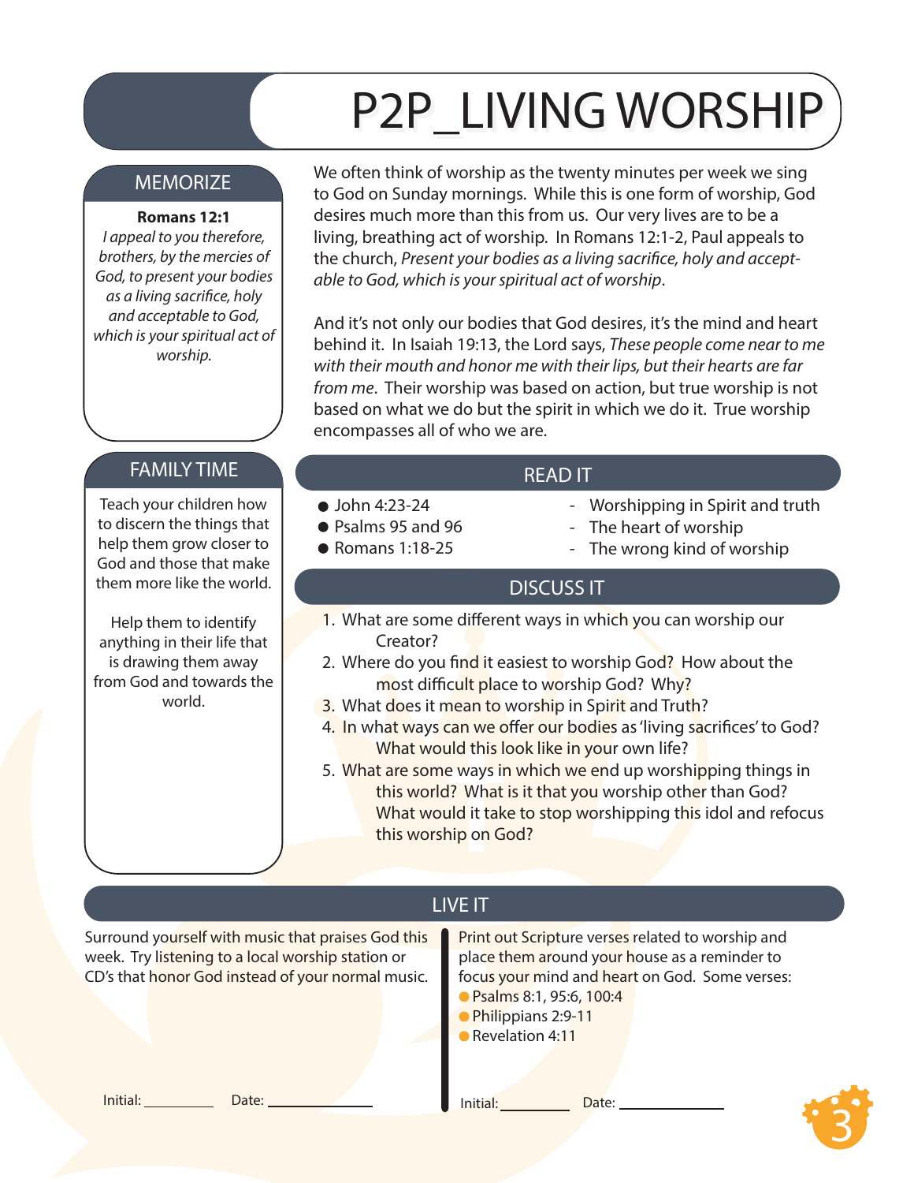# P2P_LIVING WORSHIP

## MEMORIZE

**Romans 12:1**

*I appeal to you therefore, brothers, by the mercies of God, to present your bodies as a living sacrifice, holy and acceptable to God, which is your spiritual act of worship.*

We often think of worship as the twenty minutes per week we sing to God on Sunday mornings. While this is one form of worship, God desires much more than this from us. Our very lives are to be a living, breathing act of worship. In Romans 12:1-2, Paul appeals to the church, *Present your bodies as a living sacrifice, holy and acceptable to God, which is your spiritual act of worship*.

And it's not only our bodies that God desires, it's the mind and heart behind it. In Isaiah 19:13, the Lord says, *These people come near to me with their mouth and honor me with their lips, but their hearts are far from me*. Their worship was based on action, but true worship is not based on what we do but the spirit in which we do it. True worship encompasses all of who we are.

## FAMILY TIME

Teach your children how to discern the things that help them grow closer to God and those that make them more like the world.

Help them to identify anything in their life that is drawing them away from God and towards the world.

## READ IT

- John 4:23-24 - Worshipping in Spirit and truth
- Psalms 95 and 96 - The heart of worship
- Romans 1:18-25 - The wrong kind of worship

## DISCUSS IT

1. What are some different ways in which you can worship our Creator?
2. Where do you find it easiest to worship God? How about the most difficult place to worship God? Why?
3. What does it mean to worship in Spirit and Truth?
4. In what ways can we offer our bodies as 'living sacrifices' to God? What would this look like in your own life?
5. What are some ways in which we end up worshipping things in this world? What is it that you worship other than God? What would it take to stop worshipping this idol and refocus this worship on God?

## LIVE IT

Surround yourself with music that praises God this week. Try listening to a local worship station or CD's that honor God instead of your normal music.

Initial: ________ Date: ____________

Print out Scripture verses related to worship and place them around your house as a reminder to focus your mind and heart on God. Some verses:

- Psalms 8:1, 95:6, 100:4
- Philippians 2:9-11
- Revelation 4:11

Initial: ________ Date: ____________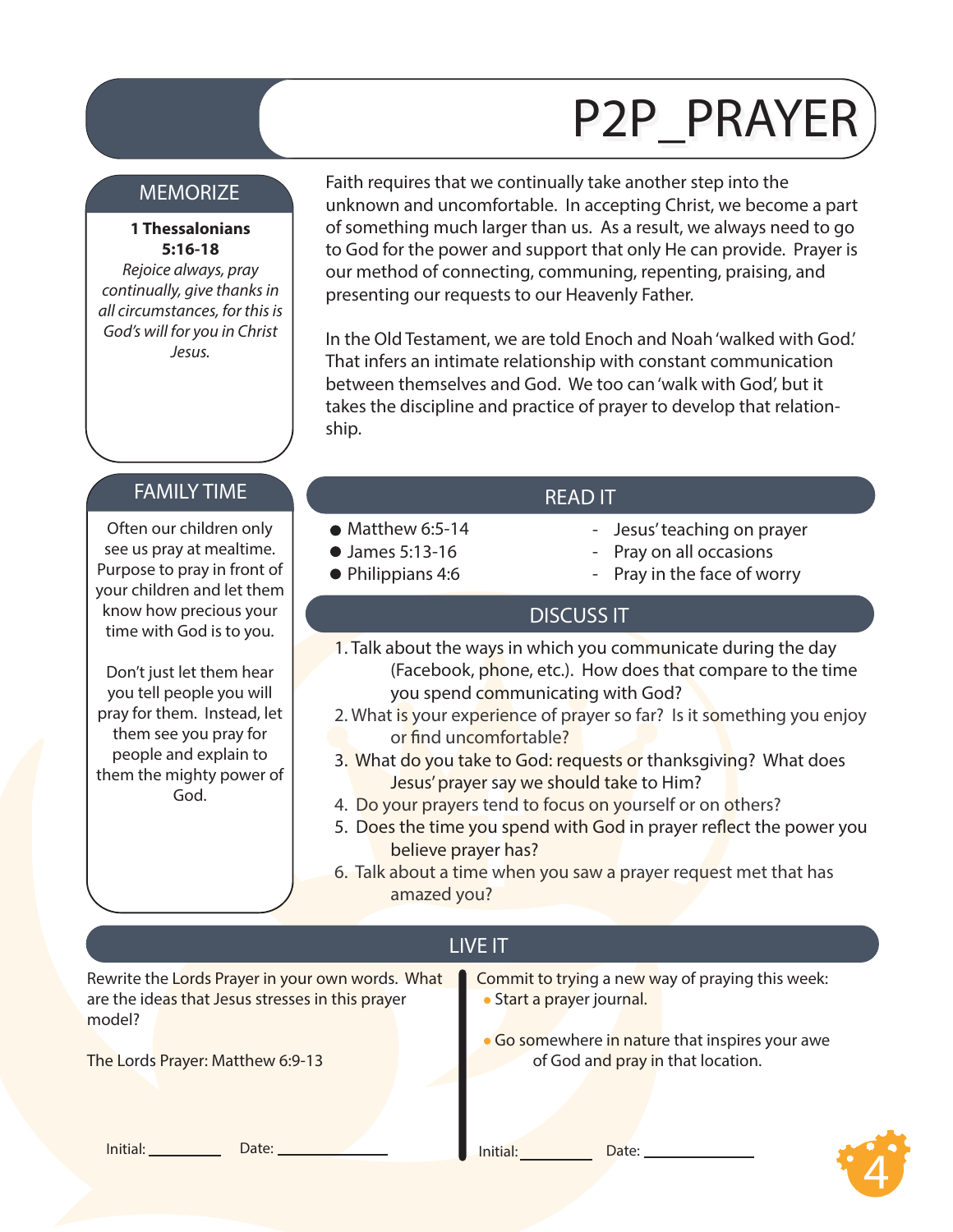# P2P_PRAYER

## MEMORIZE

**1 Thessalonians 5:16-18**

*Rejoice always, pray continually, give thanks in all circumstances, for this is God's will for you in Christ Jesus.*

Faith requires that we continually take another step into the unknown and uncomfortable. In accepting Christ, we become a part of something much larger than us. As a result, we always need to go to God for the power and support that only He can provide. Prayer is our method of connecting, communing, repenting, praising, and presenting our requests to our Heavenly Father.

In the Old Testament, we are told Enoch and Noah 'walked with God.' That infers an intimate relationship with constant communication between themselves and God. We too can 'walk with God', but it takes the discipline and practice of prayer to develop that relationship.

## FAMILY TIME

Often our children only see us pray at mealtime. Purpose to pray in front of your children and let them know how precious your time with God is to you.

Don't just let them hear you tell people you will pray for them. Instead, let them see you pray for people and explain to them the mighty power of God.

## READ IT

- Matthew 6:5-14 - Jesus' teaching on prayer
- James 5:13-16 - Pray on all occasions
- Philippians 4:6 - Pray in the face of worry

## DISCUSS IT

1. Talk about the ways in which you communicate during the day (Facebook, phone, etc.). How does that compare to the time you spend communicating with God?
2. What is your experience of prayer so far? Is it something you enjoy or find uncomfortable?
3. What do you take to God: requests or thanksgiving? What does Jesus' prayer say we should take to Him?
4. Do your prayers tend to focus on yourself or on others?
5. Does the time you spend with God in prayer reflect the power you believe prayer has?
6. Talk about a time when you saw a prayer request met that has amazed you?

## LIVE IT

Rewrite the Lords Prayer in your own words. What are the ideas that Jesus stresses in this prayer model?

The Lords Prayer: Matthew 6:9-13

Initial: ________ Date: ____________

Commit to trying a new way of praying this week:

- Start a prayer journal.
- Go somewhere in nature that inspires your awe of God and pray in that location.

Initial: ________ Date: ____________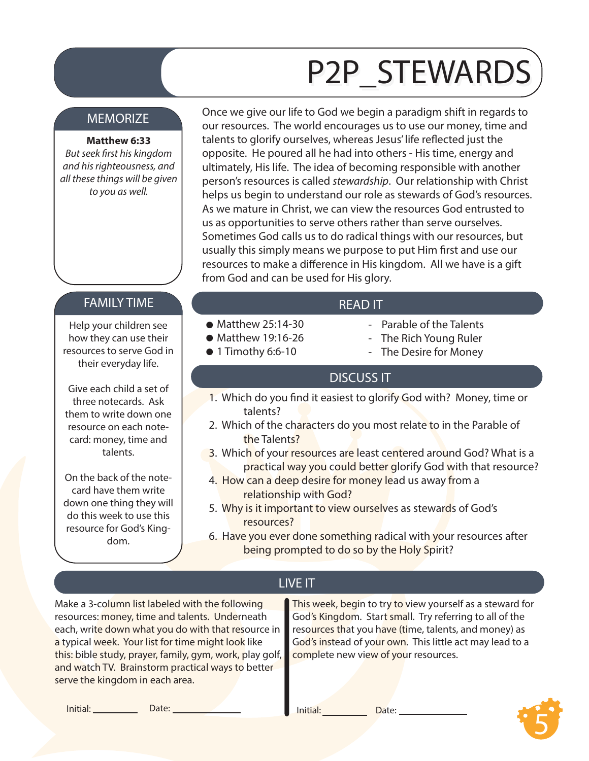# P2P_STEWARDS

## MEMORIZE

**Matthew 6:33**

*But seek first his kingdom and his righteousness, and all these things will be given to you as well.*

Once we give our life to God we begin a paradigm shift in regards to our resources. The world encourages us to use our money, time and talents to glorify ourselves, whereas Jesus' life reflected just the opposite. He poured all he had into others - His time, energy and ultimately, His life. The idea of becoming responsible with another person's resources is called *stewardship*. Our relationship with Christ helps us begin to understand our role as stewards of God's resources. As we mature in Christ, we can view the resources God entrusted to us as opportunities to serve others rather than serve ourselves. Sometimes God calls us to do radical things with our resources, but usually this simply means we purpose to put Him first and use our resources to make a difference in His kingdom. All we have is a gift from God and can be used for His glory.

## FAMILY TIME

Help your children see how they can use their resources to serve God in their everyday life.

Give each child a set of three notecards. Ask them to write down one resource on each note-card: money, time and talents.

On the back of the note-card have them write down one thing they will do this week to use this resource for God's King-dom.

## READ IT

- Matthew 25:14-30 - Parable of the Talents
- Matthew 19:16-26 - The Rich Young Ruler
- 1 Timothy 6:6-10 - The Desire for Money

## DISCUSS IT

1. Which do you find it easiest to glorify God with? Money, time or talents?
2. Which of the characters do you most relate to in the Parable of the Talents?
3. Which of your resources are least centered around God? What is a practical way you could better glorify God with that resource?
4. How can a deep desire for money lead us away from a relationship with God?
5. Why is it important to view ourselves as stewards of God's resources?
6. Have you ever done something radical with your resources after being prompted to do so by the Holy Spirit?

## LIVE IT

Make a 3-column list labeled with the following resources: money, time and talents. Underneath each, write down what you do with that resource in a typical week. Your list for time might look like this: bible study, prayer, family, gym, work, play golf, and watch TV. Brainstorm practical ways to better serve the kingdom in each area.

Initial: ________ Date: ____________

This week, begin to try to view yourself as a steward for God's Kingdom. Start small. Try referring to all of the resources that you have (time, talents, and money) as God's instead of your own. This little act may lead to a complete new view of your resources.

Initial: ________ Date: ____________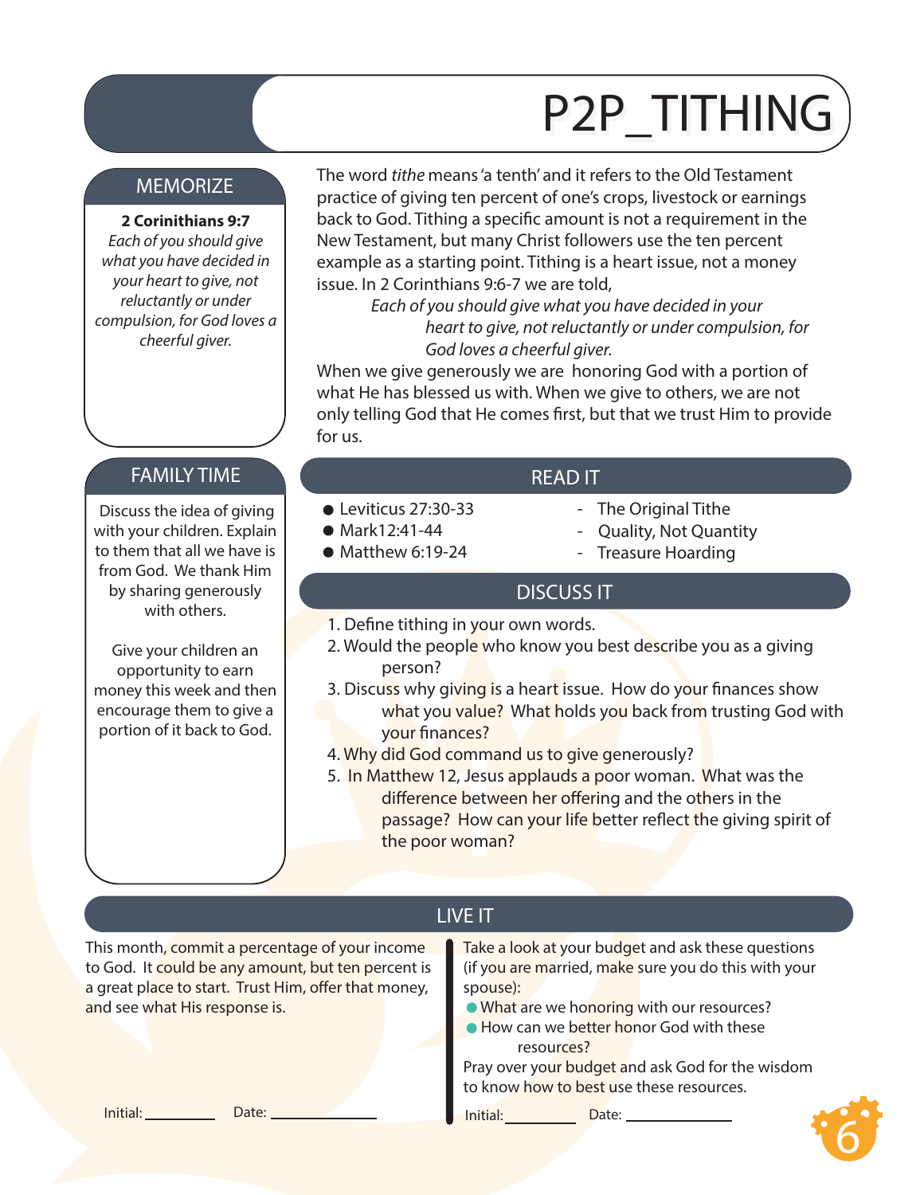# P2P_TITHING

## MEMORIZE

**2 Corinthians 9:7**

*Each of you should give what you have decided in your heart to give, not reluctantly or under compulsion, for God loves a cheerful giver.*

The word *tithe* means 'a tenth' and it refers to the Old Testament practice of giving ten percent of one's crops, livestock or earnings back to God. Tithing a specific amount is not a requirement in the New Testament, but many Christ followers use the ten percent example as a starting point. Tithing is a heart issue, not a money issue. In 2 Corinthians 9:6-7 we are told,

> *Each of you should give what you have decided in your heart to give, not reluctantly or under compulsion, for God loves a cheerful giver.*

When we give generously we are honoring God with a portion of what He has blessed us with. When we give to others, we are not only telling God that He comes first, but that we trust Him to provide for us.

## FAMILY TIME

Discuss the idea of giving with your children. Explain to them that all we have is from God. We thank Him by sharing generously with others.

Give your children an opportunity to earn money this week and then encourage them to give a portion of it back to God.

## READ IT

- Leviticus 27:30-33 - The Original Tithe
- Mark12:41-44 - Quality, Not Quantity
- Matthew 6:19-24 - Treasure Hoarding

## DISCUSS IT

1. Define tithing in your own words.
2. Would the people who know you best describe you as a giving person?
3. Discuss why giving is a heart issue. How do your finances show what you value? What holds you back from trusting God with your finances?
4. Why did God command us to give generously?
5. In Matthew 12, Jesus applauds a poor woman. What was the difference between her offering and the others in the passage? How can your life better reflect the giving spirit of the poor woman?

## LIVE IT

This month, commit a percentage of your income to God. It could be any amount, but ten percent is a great place to start. Trust Him, offer that money, and see what His response is.

Initial: __________ Date: ______________

Take a look at your budget and ask these questions (if you are married, make sure you do this with your spouse):

- What are we honoring with our resources?
- How can we better honor God with these resources?

Pray over your budget and ask God for the wisdom to know how to best use these resources.

Initial: __________ Date: ______________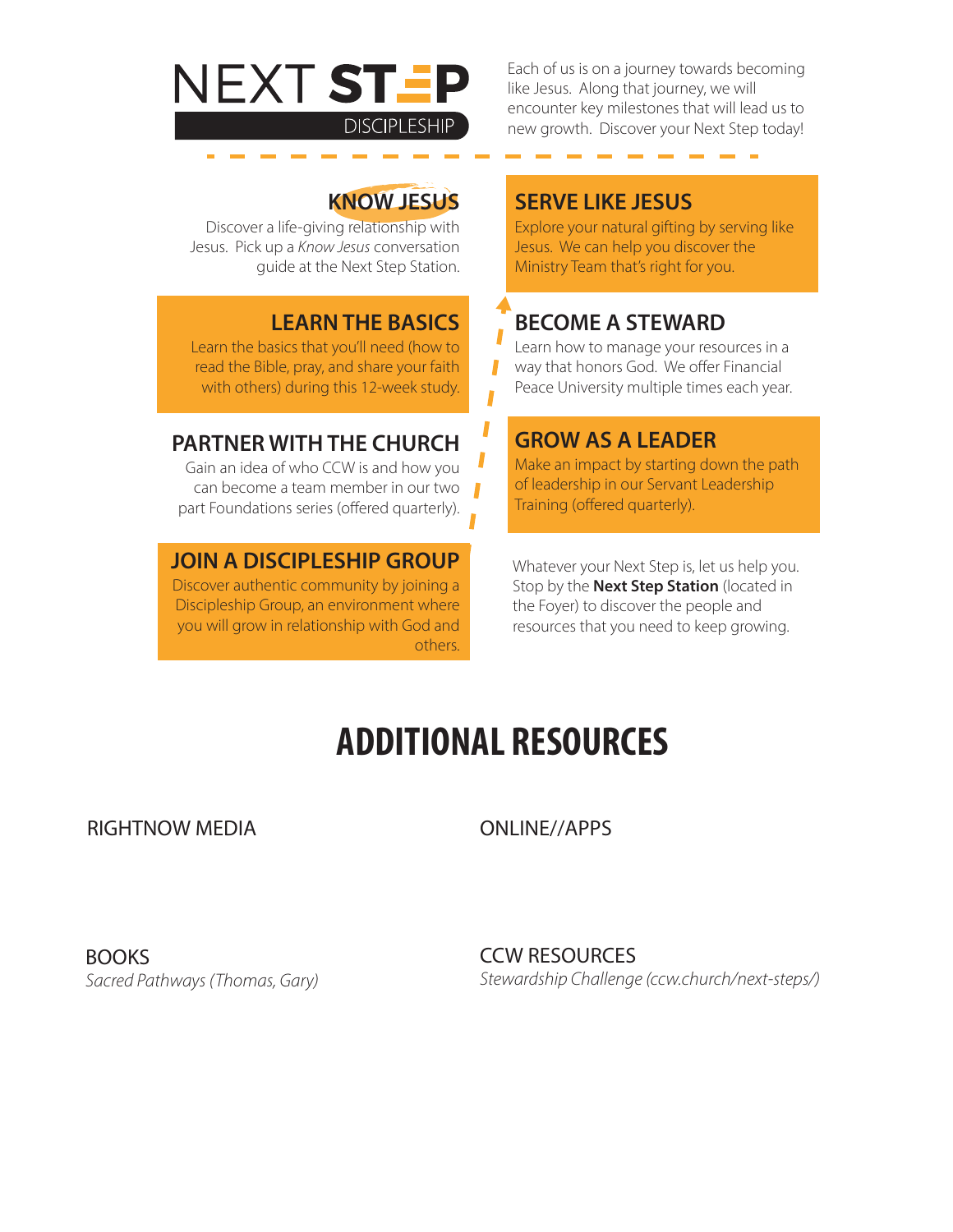# NEXT STEP DISCIPLESHIP

Each of us is on a journey towards becoming like Jesus. Along that journey, we will encounter key milestones that will lead us to new growth. Discover your Next Step today!

## KNOW JESUS

Discover a life-giving relationship with Jesus. Pick up a *Know Jesus* conversation guide at the Next Step Station.

## LEARN THE BASICS

Learn the basics that you'll need (how to read the Bible, pray, and share your faith with others) during this 12-week study.

## PARTNER WITH THE CHURCH

Gain an idea of who CCW is and how you can become a team member in our two part Foundations series (offered quarterly).

## JOIN A DISCIPLESHIP GROUP

Discover authentic community by joining a Discipleship Group, an environment where you will grow in relationship with God and others.

## SERVE LIKE JESUS

Explore your natural gifting by serving like Jesus. We can help you discover the Ministry Team that's right for you.

## BECOME A STEWARD

Learn how to manage your resources in a way that honors God. We offer Financial Peace University multiple times each year.

## GROW AS A LEADER

Make an impact by starting down the path of leadership in our Servant Leadership Training (offered quarterly).

Whatever your Next Step is, let us help you. Stop by the **Next Step Station** (located in the Foyer) to discover the people and resources that you need to keep growing.

# ADDITIONAL RESOURCES

### RIGHTNOW MEDIA

### ONLINE//APPS

### BOOKS

*Sacred Pathways (Thomas, Gary)*

### CCW RESOURCES

*Stewardship Challenge (ccw.church/next-steps/)*